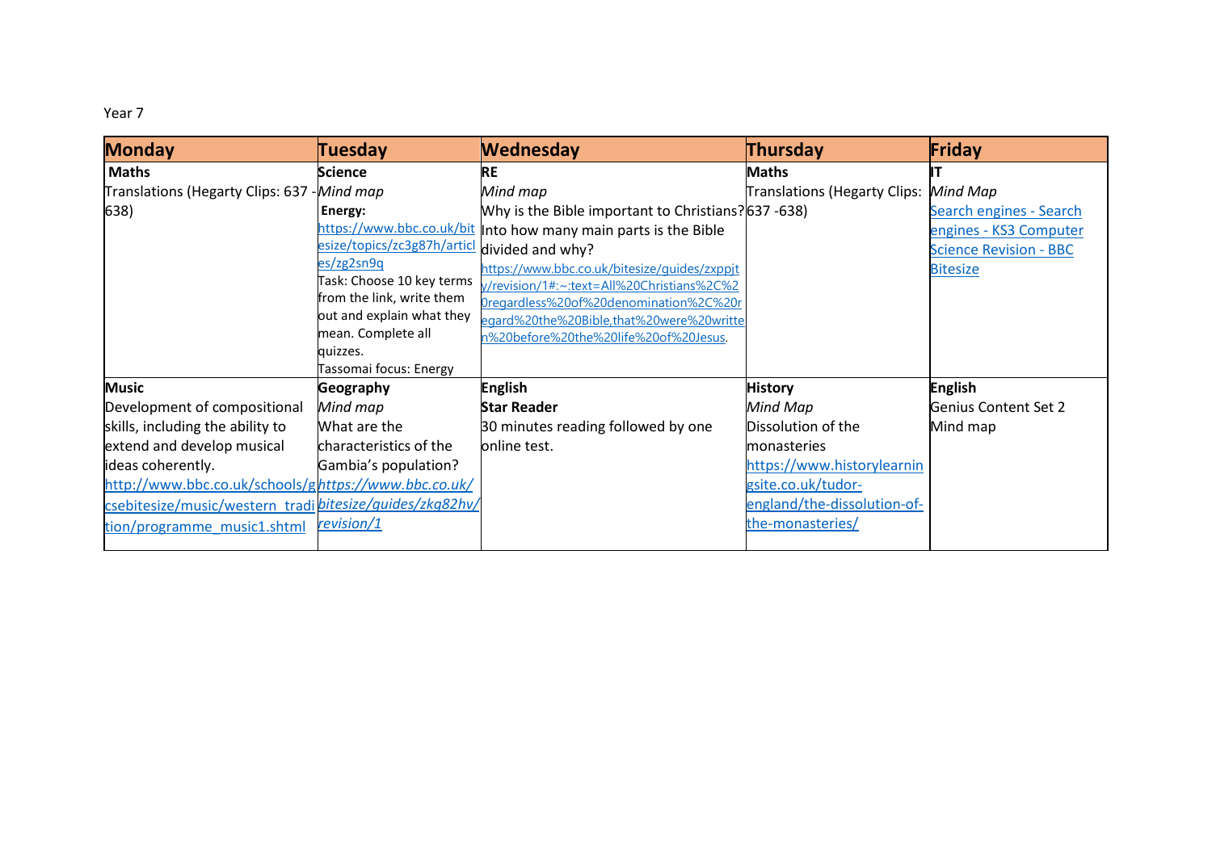Year 7

| Monday | Tuesday | Wednesday | Thursday | Friday |
| --- | --- | --- | --- | --- |
| **Maths**<br>Translations (Hegarty Clips: 637 - 638) | **Science**<br>*Mind map*<br>**Energy:**<br>https://www.bbc.co.uk/bitesize/topics/zc3g87h/articles/zg2sn9q<br>Task: Choose 10 key terms from the link, write them out and explain what they mean. Complete all quizzes.<br>Tassomai focus: Energy | **RE**<br>*Mind map*<br>Why is the Bible important to Christians? Into how many main parts is the Bible divided and why?<br>https://www.bbc.co.uk/bitesize/guides/zxppjty/revision/1#:~:text=All%20Christians%2C%20regardless%20of%20denomination%2C%20regard%20the%20Bible,that%20were%20written%20before%20the%20life%20of%20Jesus. | **Maths**<br>Translations (Hegarty Clips: 637 -638) | **IT**<br>*Mind Map*<br>Search engines - Search engines - KS3 Computer Science Revision - BBC Bitesize |
| **Music**<br>Development of compositional skills, including the ability to extend and develop musical ideas coherently.<br>http://www.bbc.co.uk/schools/gcsebitesize/music/western_tradition/programme_music1.shtml | **Geography**<br>*Mind map*<br>What are the characteristics of the Gambia's population?<br>*https://www.bbc.co.uk/bitesize/guides/zkg82hv/revision/1* | **English**<br>**Star Reader**<br>30 minutes reading followed by one online test. | **History**<br>*Mind Map*<br>Dissolution of the monasteries<br>https://www.historylearningsite.co.uk/tudor-england/the-dissolution-of-the-monasteries/ | **English**<br>Genius Content Set 2<br>Mind map |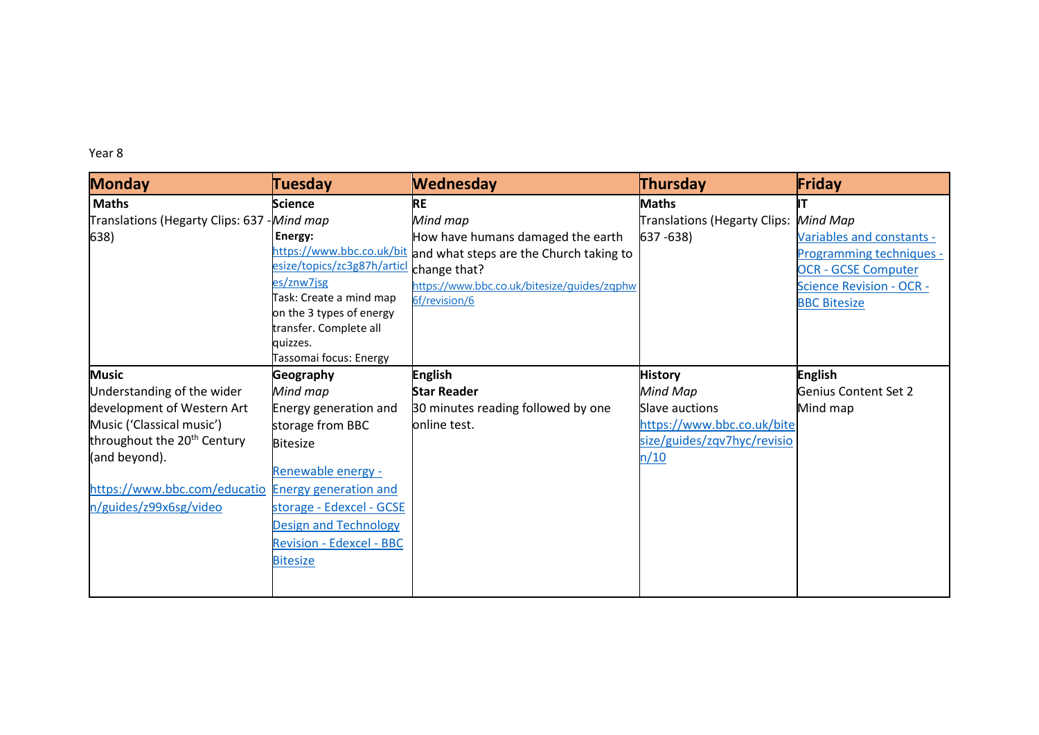Year 8

| Monday | Tuesday | Wednesday | Thursday | Friday |
|---|---|---|---|---|
| **Maths**<br>Translations (Hegarty Clips: 637 - 638) | **Science**<br>*Mind map*<br>**Energy:**<br>https://www.bbc.co.uk/bitesize/topics/zc3g87h/articles/znw7jsg<br>Task: Create a mind map on the 3 types of energy transfer. Complete all quizzes.<br>Tassomai focus: Energy | **RE**<br>*Mind map*<br>How have humans damaged the earth and what steps are the Church taking to change that?<br>https://www.bbc.co.uk/bitesize/guides/zqphw6f/revision/6 | **Maths**<br>Translations (Hegarty Clips: 637 -638) | **IT**<br>*Mind Map*<br>Variables and constants - Programming techniques - OCR - GCSE Computer Science Revision - OCR - BBC Bitesize |
| **Music**<br>Understanding of the wider development of Western Art Music ('Classical music') throughout the 20th Century (and beyond).<br>https://www.bbc.com/education/guides/z99x6sg/video | **Geography**<br>*Mind map*<br>Energy generation and storage from BBC Bitesize<br>Renewable energy - Energy generation and storage - Edexcel - GCSE Design and Technology Revision - Edexcel - BBC Bitesize | **English**<br>**Star Reader**<br>30 minutes reading followed by one online test. | **History**<br>*Mind Map*<br>Slave auctions<br>https://www.bbc.co.uk/bitesize/guides/zqv7hyc/revision/10 | **English**<br>Genius Content Set 2<br>Mind map |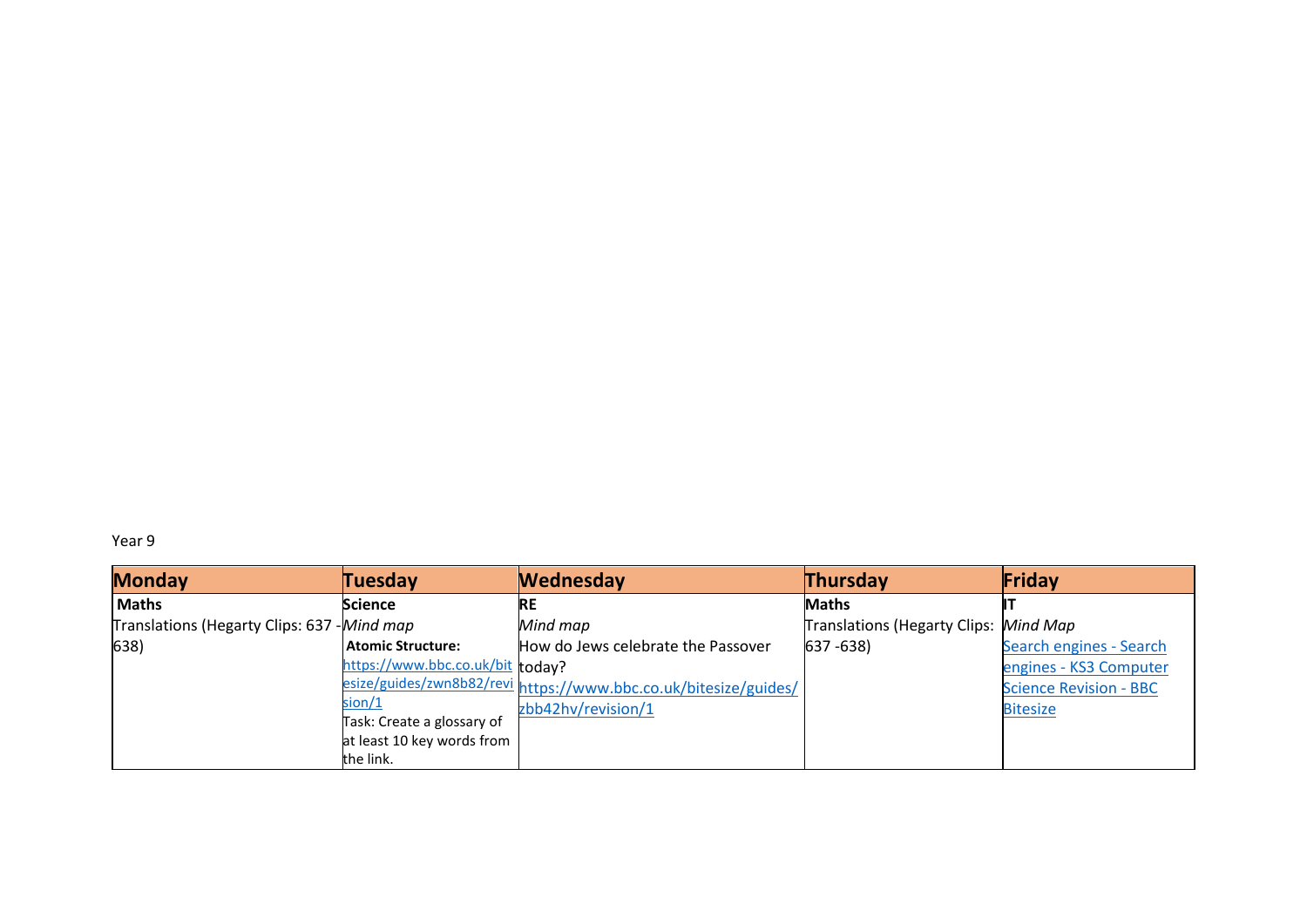Year 9

| Monday | Tuesday | Wednesday | Thursday | Friday |
| --- | --- | --- | --- | --- |
| **Maths**<br>Translations (Hegarty Clips: 637 - 638) | **Science**<br>*Mind map*<br>**Atomic Structure:**<br>https://www.bbc.co.uk/bitesize/guides/zwn8b82/revision/1<br>Task: Create a glossary of at least 10 key words from the link. | **RE**<br>*Mind map*<br>How do Jews celebrate the Passover today?<br>https://www.bbc.co.uk/bitesize/guides/zbb42hv/revision/1 | **Maths**<br>Translations (Hegarty Clips: 637 -638) | **IT**<br>*Mind Map*<br>Search engines - Search engines - KS3 Computer Science Revision - BBC Bitesize |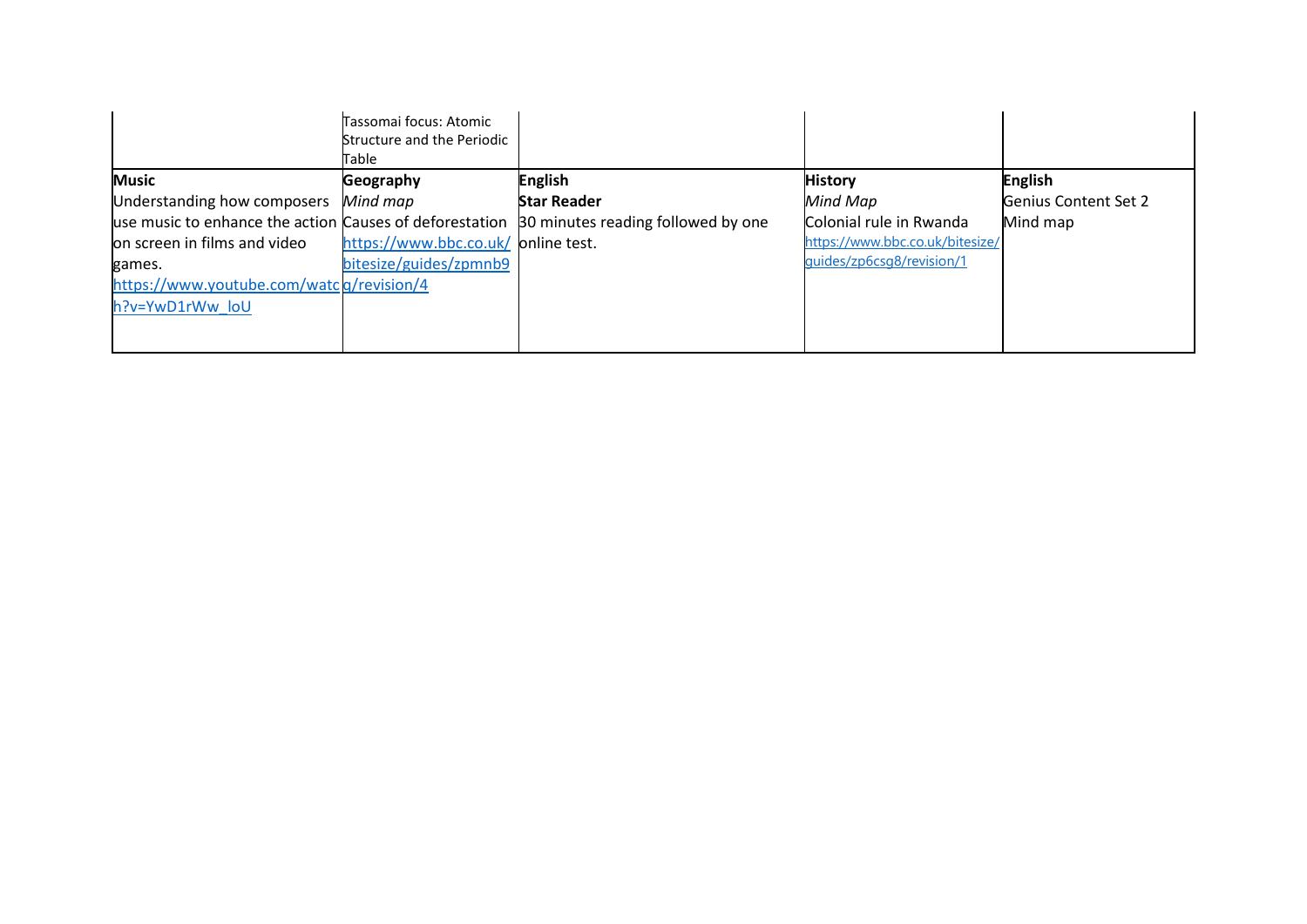| | | | | |
|---|---|---|---|---|
| | Tassomai focus: Atomic Structure and the Periodic Table | | | |
| **Music**<br>Understanding how composers use music to enhance the action on screen in films and video games.<br>https://www.youtube.com/watch?v=YwD1rWw_loU | **Geography**<br>*Mind map*<br>Causes of deforestation<br>https://www.bbc.co.uk/bitesize/guides/zpmnb9q/revision/4 | **English**<br>**Star Reader**<br>30 minutes reading followed by one online test. | **History**<br>*Mind Map*<br>Colonial rule in Rwanda<br>https://www.bbc.co.uk/bitesize/guides/zp6csg8/revision/1 | **English**<br>Genius Content Set 2<br>Mind map |